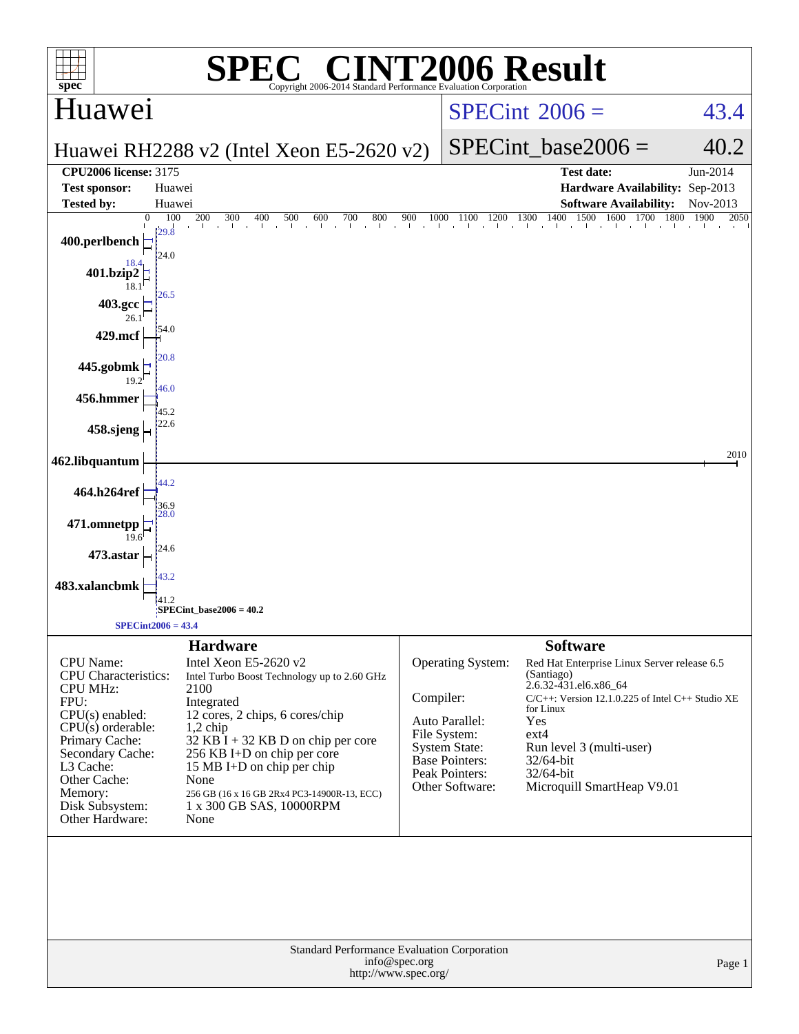# SPEC CINT2006 Result

Copyright 2006-2014 Standard Performance Evaluation Corporation

## Huawei

**Huawei RH2288 v2 (Intel Xeon E5-2620 v2)**

SPECint 2006 = 43.4

SPECint_base2006 = 40.2

| | | | |
|---|---|---|---|
| **CPU2006 license:** | 3175 | **Test date:** | Jun-2014 |
| **Test sponsor:** | Huawei | **Hardware Availability:** | Sep-2013 |
| **Tested by:** | Huawei | **Software Availability:** | Nov-2013 |

| Benchmark | Base | Peak |
|---|---|---|
| 400.perlbench | 24.0 | 29.8 |
| 401.bzip2 | 18.1 | 18.4 |
| 403.gcc | 26.1 | 26.5 |
| 429.mcf | 54.0 | |
| 445.gobmk | 19.2 | 20.8 |
| 456.hmmer | 45.2 | 46.0 |
| 458.sjeng | 22.6 | |
| 462.libquantum | 2010 | |
| 464.h264ref | 36.9 | 44.2 |
| 471.omnetpp | 19.6 | 28.0 |
| 473.astar | 24.6 | |
| 483.xalancbmk | 41.2 | 43.2 |

SPECint_base2006 = 40.2

SPECint2006 = 43.4

### Hardware

| | |
|---|---|
| CPU Name: | Intel Xeon E5-2620 v2 |
| CPU Characteristics: | Intel Turbo Boost Technology up to 2.60 GHz |
| CPU MHz: | 2100 |
| FPU: | Integrated |
| CPU(s) enabled: | 12 cores, 2 chips, 6 cores/chip |
| CPU(s) orderable: | 1,2 chip |
| Primary Cache: | 32 KB I + 32 KB D on chip per core |
| Secondary Cache: | 256 KB I+D on chip per core |
| L3 Cache: | 15 MB I+D on chip per chip |
| Other Cache: | None |
| Memory: | 256 GB (16 x 16 GB 2Rx4 PC3-14900R-13, ECC) |
| Disk Subsystem: | 1 x 300 GB SAS, 10000RPM |
| Other Hardware: | None |

### Software

| | |
|---|---|
| Operating System: | Red Hat Enterprise Linux Server release 6.5 (Santiago) 2.6.32-431.el6.x86_64 |
| Compiler: | C/C++: Version 12.1.0.225 of Intel C++ Studio XE for Linux |
| Auto Parallel: | Yes |
| File System: | ext4 |
| System State: | Run level 3 (multi-user) |
| Base Pointers: | 32/64-bit |
| Peak Pointers: | 32/64-bit |
| Other Software: | Microquill SmartHeap V9.01 |

Standard Performance Evaluation Corporation
info@spec.org
http://www.spec.org/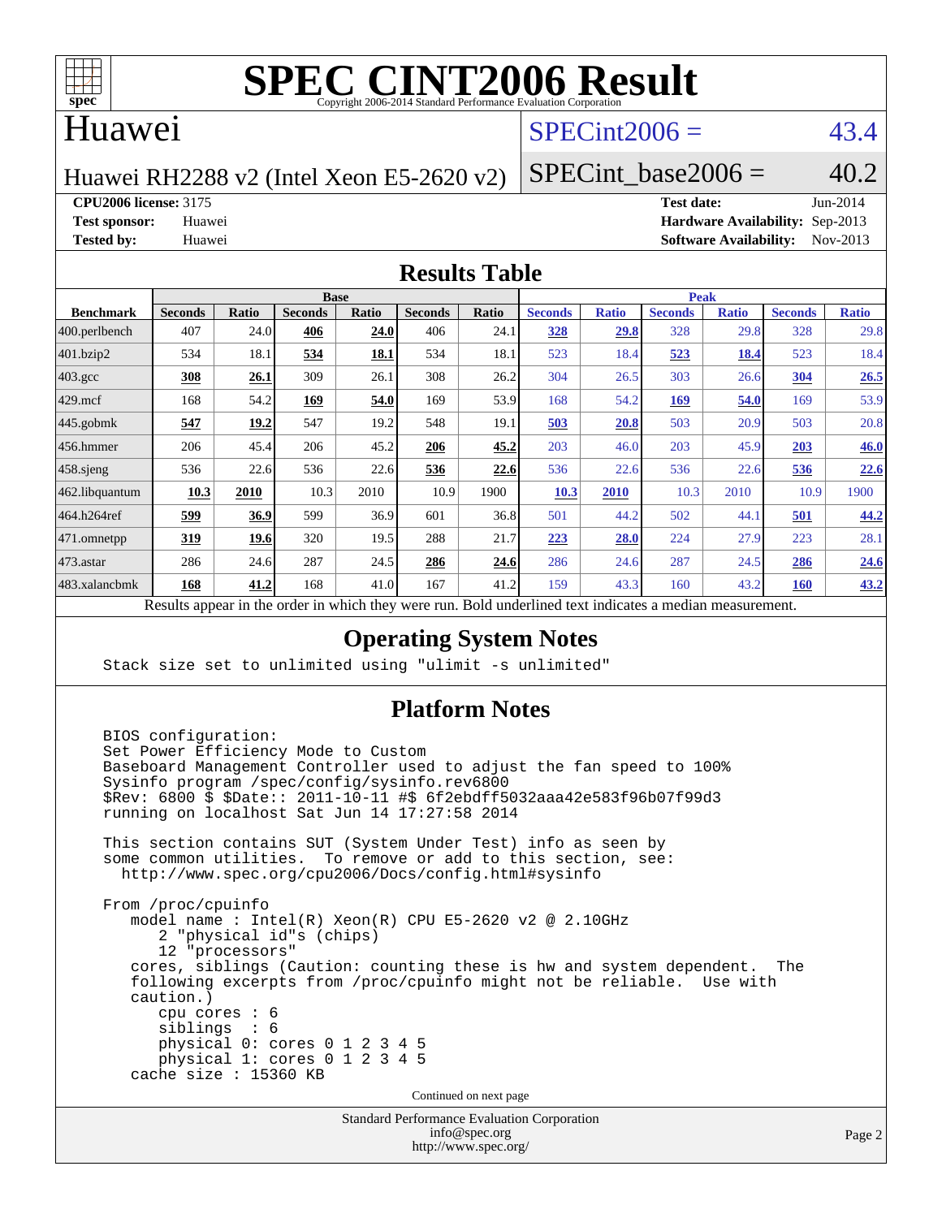# SPEC CINT2006 Result

Copyright 2006-2014 Standard Performance Evaluation Corporation

## Huawei

Huawei RH2288 v2 (Intel Xeon E5-2620 v2)

SPECint2006 = 43.4

SPECint_base2006 = 40.2

**CPU2006 license:** 3175
**Test sponsor:** Huawei
**Tested by:** Huawei

**Test date:** Jun-2014
**Hardware Availability:** Sep-2013
**Software Availability:** Nov-2013

## Results Table

| Benchmark | Base | | | | | | Peak | | | | | |
|---|---|---|---|---|---|---|---|---|---|---|---|---|
| | Seconds | Ratio | Seconds | Ratio | Seconds | Ratio | Seconds | Ratio | Seconds | Ratio | Seconds | Ratio |
| 400.perlbench | 407 | 24.0 | **406** | **24.0** | 406 | 24.1 | **328** | **29.8** | 328 | 29.8 | 328 | 29.8 |
| 401.bzip2 | 534 | 18.1 | **534** | **18.1** | 534 | 18.1 | 523 | 18.4 | **523** | **18.4** | 523 | 18.4 |
| 403.gcc | **308** | **26.1** | 309 | 26.1 | 308 | 26.2 | 304 | 26.5 | 303 | 26.6 | **304** | **26.5** |
| 429.mcf | 168 | 54.2 | **169** | **54.0** | 169 | 53.9 | 168 | 54.2 | **169** | **54.0** | 169 | 53.9 |
| 445.gobmk | **547** | **19.2** | 547 | 19.2 | 548 | 19.1 | **503** | **20.8** | 503 | 20.9 | 503 | 20.8 |
| 456.hmmer | 206 | 45.4 | 206 | 45.2 | **206** | **45.2** | 203 | 46.0 | 203 | 45.9 | **203** | **46.0** |
| 458.sjeng | 536 | 22.6 | 536 | 22.6 | **536** | **22.6** | 536 | 22.6 | 536 | 22.6 | **536** | **22.6** |
| 462.libquantum | **10.3** | **2010** | 10.3 | 2010 | 10.9 | 1900 | **10.3** | **2010** | 10.3 | 2010 | 10.9 | 1900 |
| 464.h264ref | **599** | **36.9** | 599 | 36.9 | 601 | 36.8 | 501 | 44.2 | 502 | 44.1 | **501** | **44.2** |
| 471.omnetpp | **319** | **19.6** | 320 | 19.5 | 288 | 21.7 | **223** | **28.0** | 224 | 27.9 | 223 | 28.1 |
| 473.astar | 286 | 24.6 | 287 | 24.5 | **286** | **24.6** | 286 | 24.6 | 287 | 24.5 | **286** | **24.6** |
| 483.xalancbmk | **168** | **41.2** | 168 | 41.0 | 167 | 41.2 | 159 | 43.3 | 160 | 43.2 | **160** | **43.2** |

Results appear in the order in which they were run. Bold underlined text indicates a median measurement.

## Operating System Notes

```
Stack size set to unlimited using "ulimit -s unlimited"
```

## Platform Notes

```
BIOS configuration:
Set Power Efficiency Mode to Custom
Baseboard Management Controller used to adjust the fan speed to 100%
Sysinfo program /spec/config/sysinfo.rev6800
$Rev: 6800 $ $Date:: 2011-10-11 #$ 6f2ebdff5032aaa42e583f96b07f99d3
running on localhost Sat Jun 14 17:27:58 2014

This section contains SUT (System Under Test) info as seen by
some common utilities.  To remove or add to this section, see:
  http://www.spec.org/cpu2006/Docs/config.html#sysinfo

From /proc/cpuinfo
   model name : Intel(R) Xeon(R) CPU E5-2620 v2 @ 2.10GHz
      2 "physical id"s (chips)
      12 "processors"
   cores, siblings (Caution: counting these is hw and system dependent.  The
   following excerpts from /proc/cpuinfo might not be reliable.  Use with
   caution.)
      cpu cores : 6
      siblings  : 6
      physical 0: cores 0 1 2 3 4 5
      physical 1: cores 0 1 2 3 4 5
   cache size : 15360 KB
```

Continued on next page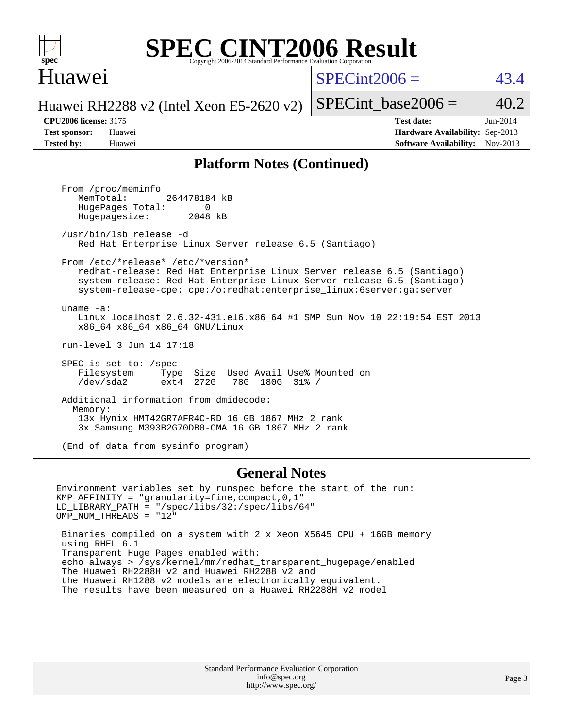# SPEC CINT2006 Result

Copyright 2006-2014 Standard Performance Evaluation Corporation

## Huawei

Huawei RH2288 v2 (Intel Xeon E5-2620 v2)

SPECint2006 = 43.4

SPECint_base2006 = 40.2

**CPU2006 license:** 3175
**Test sponsor:** Huawei
**Tested by:** Huawei

**Test date:** Jun-2014
**Hardware Availability:** Sep-2013
**Software Availability:** Nov-2013

## Platform Notes (Continued)

```
From /proc/meminfo
   MemTotal:       264478184 kB
   HugePages_Total:       0
   Hugepagesize:       2048 kB

/usr/bin/lsb_release -d
   Red Hat Enterprise Linux Server release 6.5 (Santiago)

From /etc/*release* /etc/*version*
   redhat-release: Red Hat Enterprise Linux Server release 6.5 (Santiago)
   system-release: Red Hat Enterprise Linux Server release 6.5 (Santiago)
   system-release-cpe: cpe:/o:redhat:enterprise_linux:6server:ga:server

uname -a:
   Linux localhost 2.6.32-431.el6.x86_64 #1 SMP Sun Nov 10 22:19:54 EST 2013
   x86_64 x86_64 x86_64 GNU/Linux

run-level 3 Jun 14 17:18

SPEC is set to: /spec
   Filesystem     Type  Size  Used Avail Use% Mounted on
   /dev/sda2      ext4  272G   78G  180G  31% /

Additional information from dmidecode:
  Memory:
   13x Hynix HMT42GR7AFR4C-RD 16 GB 1867 MHz 2 rank
   3x Samsung M393B2G70DB0-CMA 16 GB 1867 MHz 2 rank

(End of data from sysinfo program)
```

## General Notes

```
Environment variables set by runspec before the start of the run:
KMP_AFFINITY = "granularity=fine,compact,0,1"
LD_LIBRARY_PATH = "/spec/libs/32:/spec/libs/64"
OMP_NUM_THREADS = "12"

 Binaries compiled on a system with 2 x Xeon X5645 CPU + 16GB memory
 using RHEL 6.1
 Transparent Huge Pages enabled with:
 echo always > /sys/kernel/mm/redhat_transparent_hugepage/enabled
 The Huawei RH2288H v2 and Huawei RH2288 v2 and
 the Huawei RH1288 v2 models are electronically equivalent.
 The results have been measured on a Huawei RH2288H v2 model
```

Standard Performance Evaluation Corporation
info@spec.org
http://www.spec.org/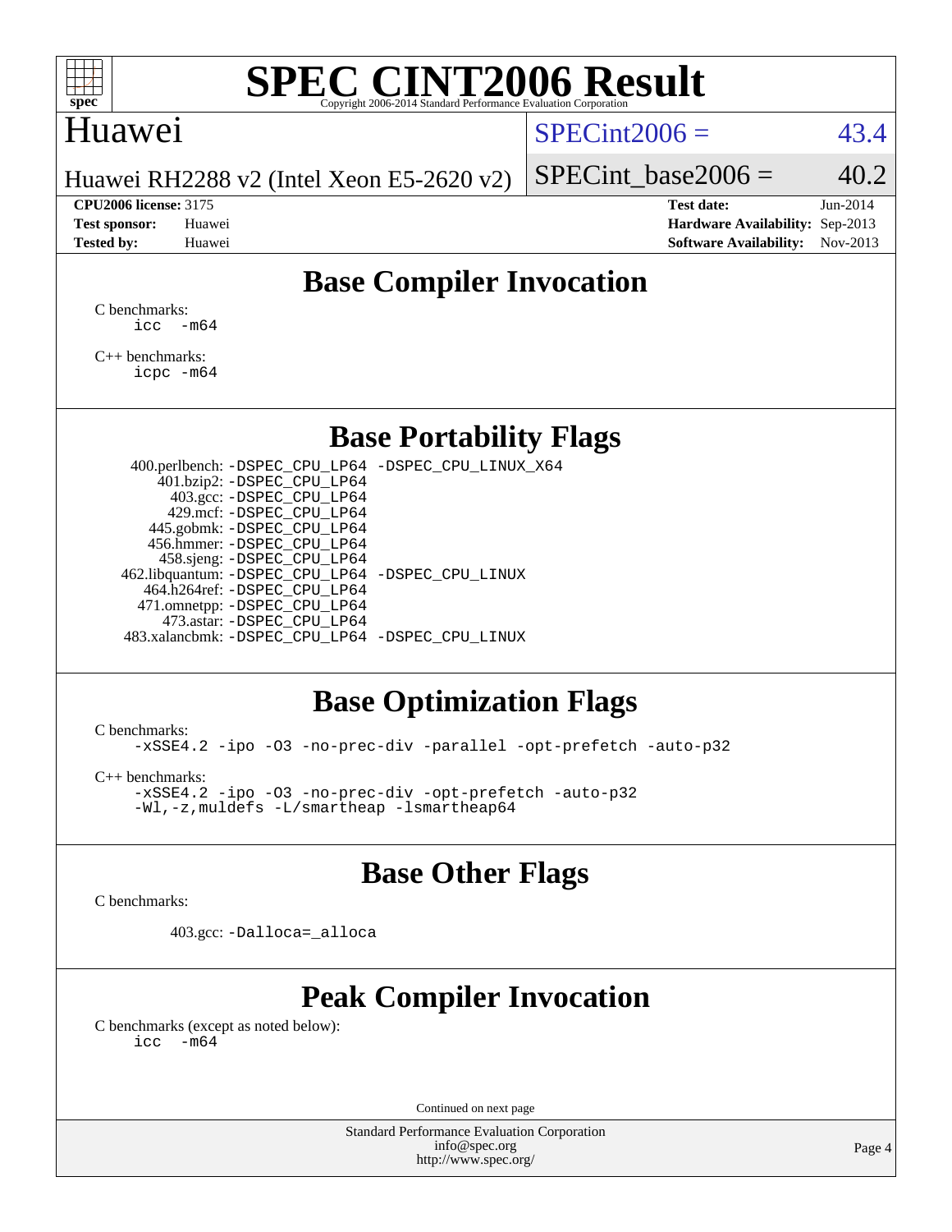# SPEC CINT2006 Result

Copyright 2006-2014 Standard Performance Evaluation Corporation

## Huawei

Huawei RH2288 v2 (Intel Xeon E5-2620 v2)

SPECint2006 = 43.4

SPECint_base2006 = 40.2

| | | | |
|---|---|---|---|
| **CPU2006 license:** 3175 | | **Test date:** | Jun-2014 |
| **Test sponsor:** | Huawei | **Hardware Availability:** | Sep-2013 |
| **Tested by:** | Huawei | **Software Availability:** | Nov-2013 |

## Base Compiler Invocation

C benchmarks:
```
icc -m64
```

C++ benchmarks:
```
icpc -m64
```

## Base Portability Flags

400.perlbench: -DSPEC_CPU_LP64 -DSPEC_CPU_LINUX_X64
401.bzip2: -DSPEC_CPU_LP64
403.gcc: -DSPEC_CPU_LP64
429.mcf: -DSPEC_CPU_LP64
445.gobmk: -DSPEC_CPU_LP64
456.hmmer: -DSPEC_CPU_LP64
458.sjeng: -DSPEC_CPU_LP64
462.libquantum: -DSPEC_CPU_LP64 -DSPEC_CPU_LINUX
464.h264ref: -DSPEC_CPU_LP64
471.omnetpp: -DSPEC_CPU_LP64
473.astar: -DSPEC_CPU_LP64
483.xalancbmk: -DSPEC_CPU_LP64 -DSPEC_CPU_LINUX

## Base Optimization Flags

C benchmarks:
```
-xSSE4.2 -ipo -O3 -no-prec-div -parallel -opt-prefetch -auto-p32
```

C++ benchmarks:
```
-xSSE4.2 -ipo -O3 -no-prec-div -opt-prefetch -auto-p32
-Wl,-z,muldefs -L/smartheap -lsmartheap64
```

## Base Other Flags

C benchmarks:

403.gcc: -Dalloca=_alloca

## Peak Compiler Invocation

C benchmarks (except as noted below):
```
icc -m64
```

Continued on next page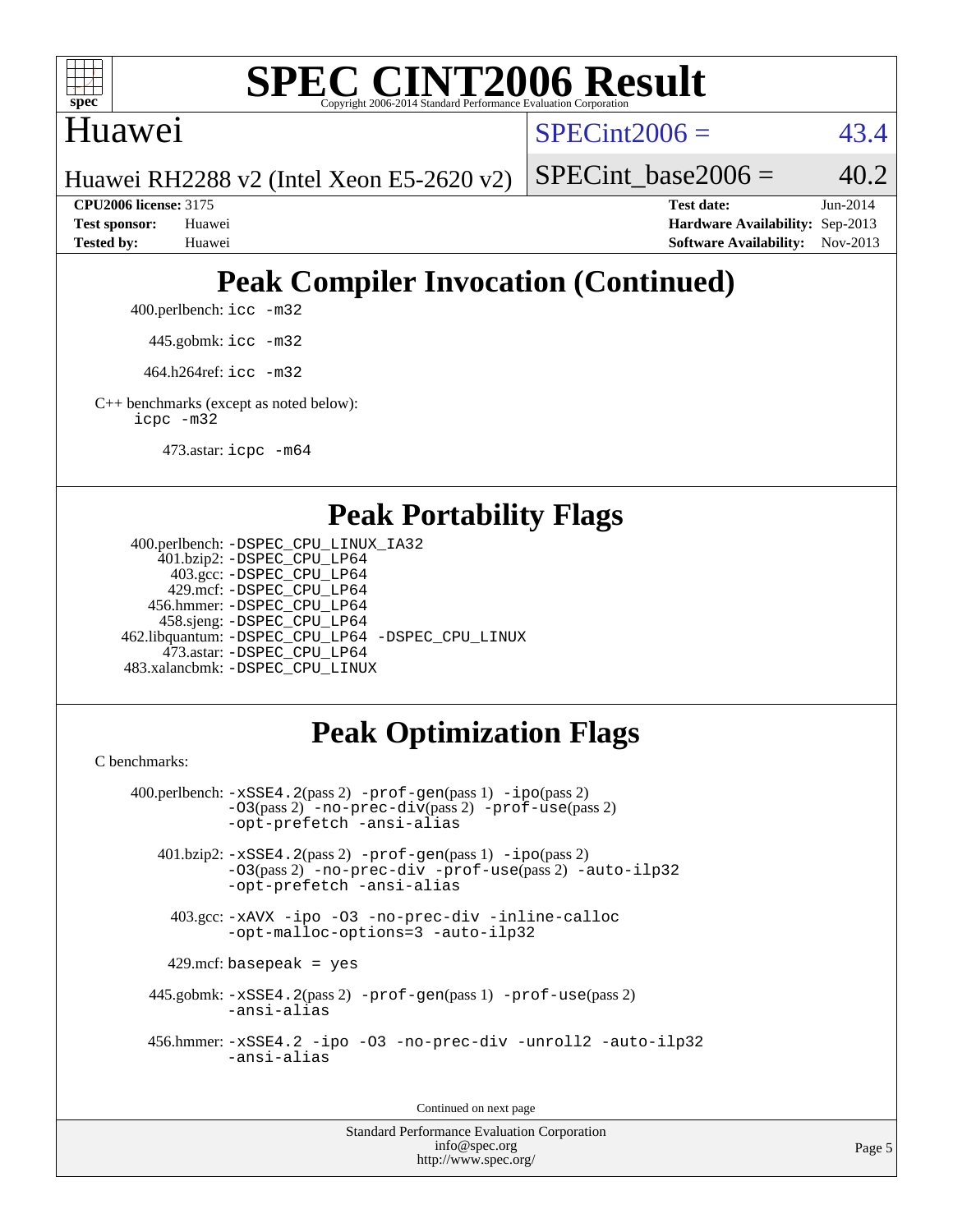# SPEC CINT2006 Result

Copyright 2006-2014 Standard Performance Evaluation Corporation

## Huawei

Huawei RH2288 v2 (Intel Xeon E5-2620 v2)

SPECint2006 = 43.4

SPECint_base2006 = 40.2

**CPU2006 license:** 3175
**Test sponsor:** Huawei
**Tested by:** Huawei

**Test date:** Jun-2014
**Hardware Availability:** Sep-2013
**Software Availability:** Nov-2013

## Peak Compiler Invocation (Continued)

400.perlbench: `icc -m32`

445.gobmk: `icc -m32`

464.h264ref: `icc -m32`

C++ benchmarks (except as noted below):
`icpc -m32`

473.astar: `icpc -m64`

## Peak Portability Flags

400.perlbench: `-DSPEC_CPU_LINUX_IA32`
401.bzip2: `-DSPEC_CPU_LP64`
403.gcc: `-DSPEC_CPU_LP64`
429.mcf: `-DSPEC_CPU_LP64`
456.hmmer: `-DSPEC_CPU_LP64`
458.sjeng: `-DSPEC_CPU_LP64`
462.libquantum: `-DSPEC_CPU_LP64 -DSPEC_CPU_LINUX`
473.astar: `-DSPEC_CPU_LP64`
483.xalancbmk: `-DSPEC_CPU_LINUX`

## Peak Optimization Flags

C benchmarks:

400.perlbench: `-xSSE4.2`(pass 2) `-prof-gen`(pass 1) `-ipo`(pass 2) `-O3`(pass 2) `-no-prec-div`(pass 2) `-prof-use`(pass 2) `-opt-prefetch -ansi-alias`

401.bzip2: `-xSSE4.2`(pass 2) `-prof-gen`(pass 1) `-ipo`(pass 2) `-O3`(pass 2) `-no-prec-div -prof-use`(pass 2) `-auto-ilp32 -opt-prefetch -ansi-alias`

403.gcc: `-xAVX -ipo -O3 -no-prec-div -inline-calloc -opt-malloc-options=3 -auto-ilp32`

429.mcf: `basepeak = yes`

445.gobmk: `-xSSE4.2`(pass 2) `-prof-gen`(pass 1) `-prof-use`(pass 2) `-ansi-alias`

456.hmmer: `-xSSE4.2 -ipo -O3 -no-prec-div -unroll2 -auto-ilp32 -ansi-alias`

Continued on next page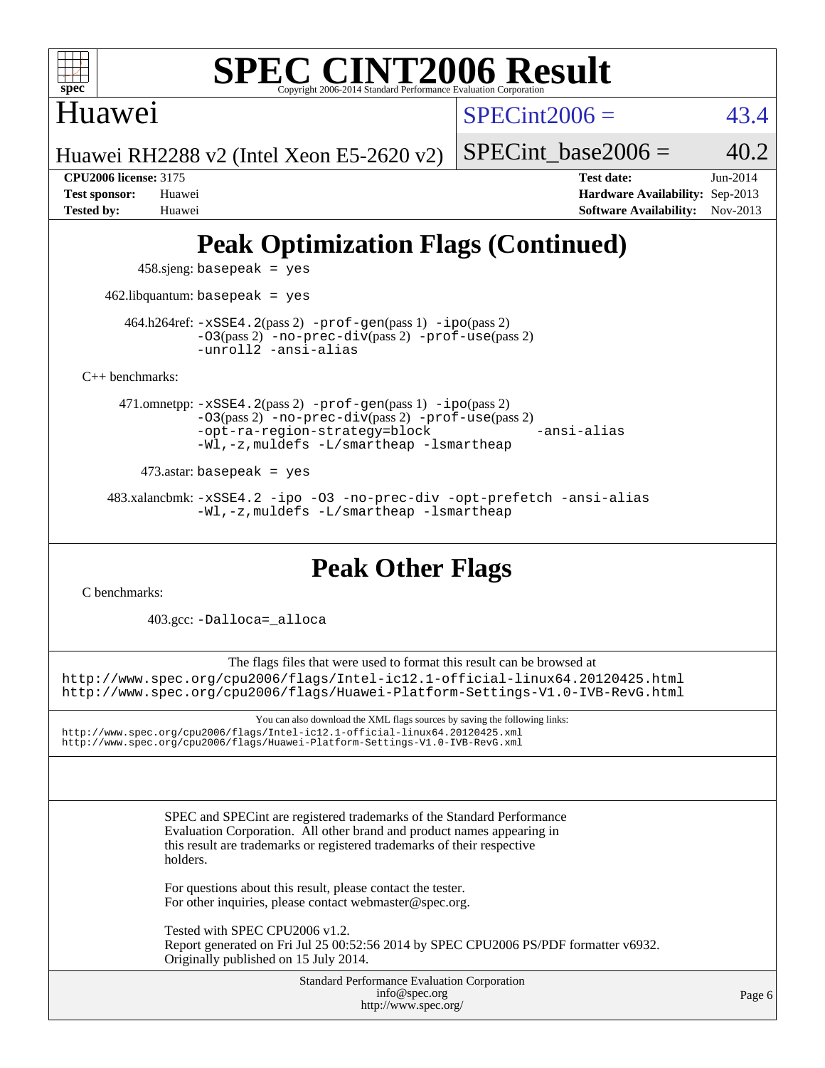# Peak Optimization Flags (Continued)

458.sjeng: basepeak = yes

462.libquantum: basepeak = yes

464.h264ref: -xSSE4.2(pass 2) -prof-gen(pass 1) -ipo(pass 2) -O3(pass 2) -no-prec-div(pass 2) -prof-use(pass 2) -unroll2 -ansi-alias

C++ benchmarks:

471.omnetpp: -xSSE4.2(pass 2) -prof-gen(pass 1) -ipo(pass 2) -O3(pass 2) -no-prec-div(pass 2) -prof-use(pass 2) -opt-ra-region-strategy=block -ansi-alias -Wl,-z,muldefs -L/smartheap -lsmartheap

473.astar: basepeak = yes

483.xalancbmk: -xSSE4.2 -ipo -O3 -no-prec-div -opt-prefetch -ansi-alias -Wl,-z,muldefs -L/smartheap -lsmartheap

# Peak Other Flags

C benchmarks:

403.gcc: -Dalloca=_alloca

The flags files that were used to format this result can be browsed at
http://www.spec.org/cpu2006/flags/Intel-ic12.1-official-linux64.20120425.html
http://www.spec.org/cpu2006/flags/Huawei-Platform-Settings-V1.0-IVB-RevG.html

You can also download the XML flags sources by saving the following links:
http://www.spec.org/cpu2006/flags/Intel-ic12.1-official-linux64.20120425.xml
http://www.spec.org/cpu2006/flags/Huawei-Platform-Settings-V1.0-IVB-RevG.xml

SPEC and SPECint are registered trademarks of the Standard Performance Evaluation Corporation. All other brand and product names appearing in this result are trademarks or registered trademarks of their respective holders.

For questions about this result, please contact the tester.
For other inquiries, please contact webmaster@spec.org.

Tested with SPEC CPU2006 v1.2.
Report generated on Fri Jul 25 00:52:56 2014 by SPEC CPU2006 PS/PDF formatter v6932.
Originally published on 15 July 2014.